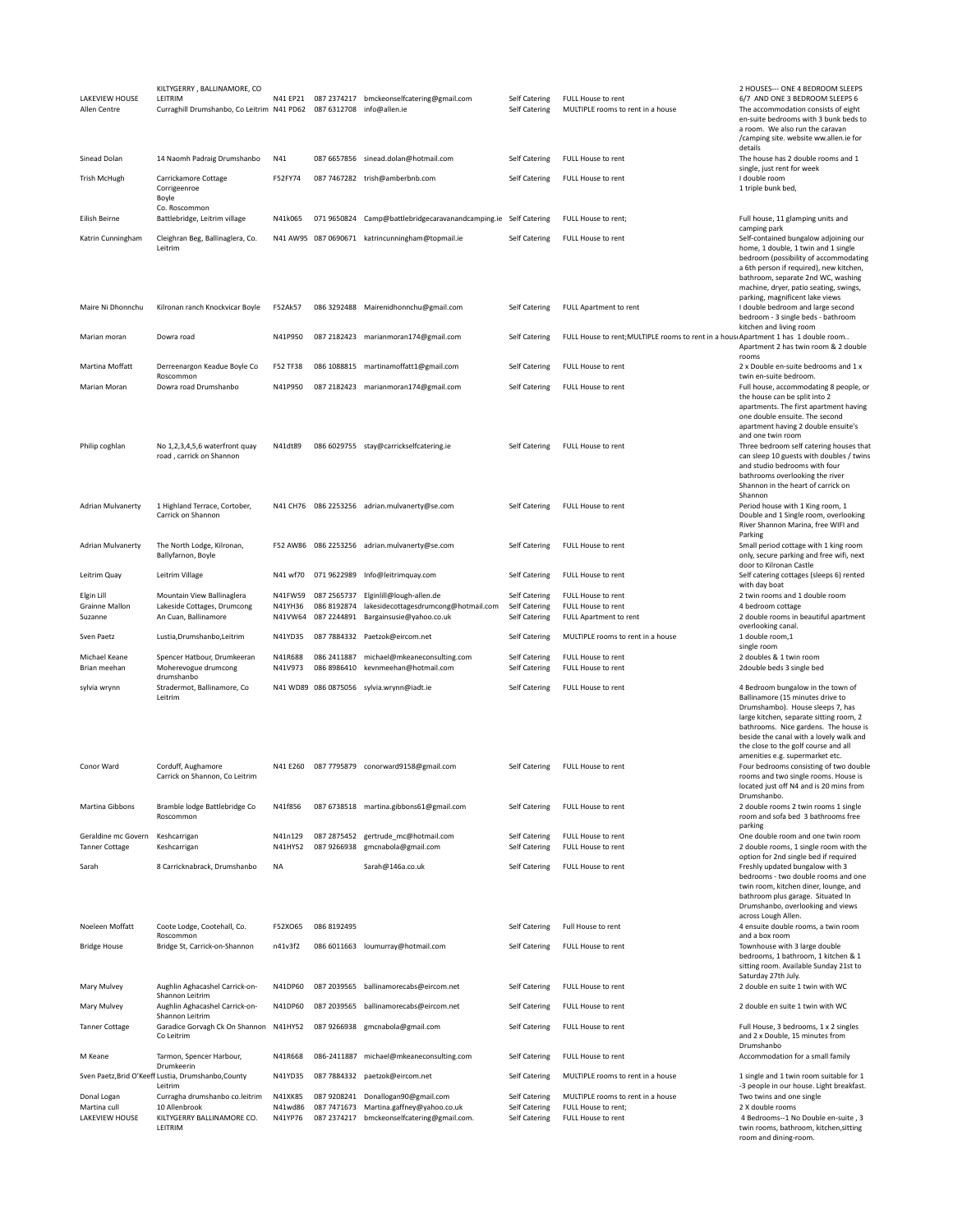| | | | | | | | |
|---|---|---|---|---|---|---|---|
| LAKEVIEW HOUSE | KILTYGERRY , BALLINAMORE, CO LEITRIM | N41 EP21 | 087 2374217 | bmckeonselfcatering@gmail.com | Self Catering | FULL House to rent | 2 HOUSES--- ONE 4 BEDROOM SLEEPS 6/7 AND ONE 3 BEDROOM SLEEPS 6 |
| Allen Centre | Curraghill Drumshanbo, Co Leitrim | N41 PD62 | 087 6312708 | info@allen.ie | Self Catering | MULTIPLE rooms to rent in a house | The accommodation consists of eight en-suite bedrooms with 3 bunk beds to a room. We also run the caravan /camping site. website ww.allen.ie for details |
| Sinead Dolan | 14 Naomh Padraig Drumshanbo | N41 | 087 6657856 | sinead.dolan@hotmail.com | Self Catering | FULL House to rent | The house has 2 double rooms and 1 single, just rent for week |
| Trish McHugh | Carrickamore Cottage Corrigeenroe Boyle Co. Roscommon | F52FY74 | 087 7467282 | trish@amberbnb.com | Self Catering | FULL House to rent | I double room 1 triple bunk bed, |
| Eilish Beirne | Battlebridge, Leitrim village | N41k065 | 071 9650824 | Camp@battlebridgecaravanandcamping.ie | Self Catering | FULL House to rent; | Full house, 11 glamping units and camping park |
| Katrin Cunningham | Cleighran Beg, Ballinaglera, Co. Leitrim | N41 AW95 | 087 0690671 | katrincunningham@topmail.ie | Self Catering | FULL House to rent | Self-contained bungalow adjoining our home, 1 double, 1 twin and 1 single bedroom (possibility of accommodating a 6th person if required), new kitchen, bathroom, separate 2nd WC, washing machine, dryer, patio seating, swings, parking, magnificent lake views |
| Maire Ni Dhonnchu | Kilronan ranch Knockvicar Boyle | F52Ak57 | 086 3292488 | Mairenidhonnchu@gmail.com | Self Catering | FULL Apartment to rent | I double bedroom and large second bedroom - 3 single beds - bathroom kitchen and living room |
| Marian moran | Dowra road | N41P950 | 087 2182423 | marianmoran174@gmail.com | Self Catering | FULL House to rent;MULTIPLE rooms to rent in a house | Apartment 1 has 1 double room.. Apartment 2 has twin room & 2 double rooms |
| Martina Moffatt | Derreenargon Keadue Boyle Co Roscommon | F52 TF38 | 086 1088815 | martinamoffatt1@gmail.com | Self Catering | FULL House to rent | 2 x Double en-suite bedrooms and 1 x twin en-suite bedroom. |
| Marian Moran | Dowra road Drumshanbo | N41P950 | 087 2182423 | marianmoran174@gmail.com | Self Catering | FULL House to rent | Full house, accommodating 8 people, or the house can be split into 2 apartments. The first apartment having one double ensuite. The second apartment having 2 double ensuite's and one twin room |
| Philip coghlan | No 1,2,3,4,5,6 waterfront quay road , carrick on Shannon | N41dt89 | 086 6029755 | stay@carrickselfcatering.ie | Self Catering | FULL House to rent | Three bedroom self catering houses that can sleep 10 guests with doubles / twins and studio bedrooms with four bathrooms overlooking the river Shannon in the heart of carrick on Shannon |
| Adrian Mulvanerty | 1 Highland Terrace, Cortober, Carrick on Shannon | N41 CH76 | 086 2253256 | adrian.mulvanerty@se.com | Self Catering | FULL House to rent | Period house with 1 King room, 1 Double and 1 Single room, overlooking River Shannon Marina, free WIFI and Parking |
| Adrian Mulvanerty | The North Lodge, Kilronan, Ballyfarnon, Boyle | F52 AW86 | 086 2253256 | adrian.mulvanerty@se.com | Self Catering | FULL House to rent | Small period cottage with 1 king room only, secure parking and free wifi, next door to Kilronan Castle |
| Leitrim Quay | Leitrim Village | N41 wf70 | 071 9622989 | Info@leitrimquay.com | Self Catering | FULL House to rent | Self catering cottages (sleeps 6) rented with day boat |
| Elgin Lill | Mountain View Ballinaglera | N41FW59 | 087 2565737 | Elginlill@lough-allen.de | Self Catering | FULL House to rent | 2 twin rooms and 1 double room |
| Grainne Mallon | Lakeside Cottages, Drumcong | N41YH36 | 086 8192874 | lakesidecottagesdrumcong@hotmail.com | Self Catering | FULL House to rent | 4 bedroom cottage |
| Suzanne | An Cuan, Ballinamore | N41VW64 | 087 2244891 | Bargainsusie@yahoo.co.uk | Self Catering | FULL Apartment to rent | 2 double rooms in beautiful apartment overlooking canal. |
| Sven Paetz | Lustia,Drumshanbo,Leitrim | N41YD35 | 087 7884332 | Paetzok@eircom.net | Self Catering | MULTIPLE rooms to rent in a house | 1 double room,1 single room |
| Michael Keane | Spencer Hatbour, Drumkeeran | N41R688 | 086 2411887 | michael@mkeaneconsulting.com | Self Catering | FULL House to rent | 2 doubles & 1 twin room |
| Brian meehan | Moherevogue drumcong drumshanbo | N41V973 | 086 8986410 | kevnmeehan@hotmail.com | Self Catering | FULL House to rent | 2double beds 3 single bed |
| sylvia wrynn | Stradermot, Ballinamore, Co Leitrim | N41 WD89 | 086 0875056 | sylvia.wrynn@iadt.ie | Self Catering | FULL House to rent | 4 Bedroom bungalow in the town of Ballinamore (15 minutes drive to Drumshambo). House sleeps 7, has large kitchen, separate sitting room, 2 bathrooms. Nice gardens. The house is beside the canal with a lovely walk and the close to the golf course and all amenities e.g. supermarket etc. |
| Conor Ward | Corduff, Aughamore Carrick on Shannon, Co Leitrim | N41 E260 | 087 7795879 | conorward9158@gmail.com | Self Catering | FULL House to rent | Four bedrooms consisting of two double rooms and two single rooms. House is located just off N4 and is 20 mins from Drumshanbo. |
| Martina Gibbons | Bramble lodge Battlebridge Co Roscommon | N41f856 | 087 6738518 | martina.gibbons61@gmail.com | Self Catering | FULL House to rent | 2 double rooms 2 twin rooms 1 single room and sofa bed 3 bathrooms free parking |
| Geraldine mc Govern | Keshcarrigan | N41n129 | 087 2875452 | gertrude_mc@hotmail.com | Self Catering | FULL House to rent | One double room and one twin room |
| Tanner Cottage | Keshcarrigan | N41HY52 | 087 9266938 | gmcnabola@gmail.com | Self Catering | FULL House to rent | 2 double rooms, 1 single room with the option for 2nd single bed if required |
| Sarah | 8 Carricknabrack, Drumshanbo | NA | | Sarah@146a.co.uk | Self Catering | FULL House to rent | Freshly updated bungalow with 3 bedrooms - two double rooms and one twin room, kitchen diner, lounge, and bathroom plus garage. Situated In Drumshanbo, overlooking and views across Lough Allen. |
| Noeleen Moffatt | Coote Lodge, Cootehall, Co. Roscommon | F52XO65 | 086 8192495 | | Self Catering | Full House to rent | 4 ensuite double rooms, a twin room and a box room |
| Bridge House | Bridge St, Carrick-on-Shannon | n41v3f2 | 086 6011663 | loumurray@hotmail.com | Self Catering | FULL House to rent | Townhouse with 3 large double bedrooms, 1 bathroom, 1 kitchen & 1 sitting room. Available Sunday 21st to Saturday 27th July. |
| Mary Mulvey | Aughlin Aghacashel Carrick-on-Shannon Leitrim | N41DP60 | 087 2039565 | ballinamorecabs@eircom.net | Self Catering | FULL House to rent | 2 double en suite 1 twin with WC |
| Mary Mulvey | Aughlin Aghacashel Carrick-on-Shannon Leitrim | N41DP60 | 087 2039565 | ballinamorecabs@eircom.net | Self Catering | FULL House to rent | 2 double en suite 1 twin with WC |
| Tanner Cottage | Garadice Gorvagh Ck On Shannon Co Leitrim | N41HY52 | 087 9266938 | gmcnabola@gmail.com | Self Catering | FULL House to rent | Full House, 3 bedrooms, 1 x 2 singles and 2 x Double, 15 minutes from Drumshanbo |
| M Keane | Tarmon, Spencer Harbour, Drumkeerin | N41R668 | 086-2411887 | michael@mkeaneconsulting.com | Self Catering | FULL House to rent | Accommodation for a small family |
| Sven Paetz,Brid O'Keeff | Lustia, Drumshanbo,County Leitrim | N41YD35 | 087 7884332 | paetzok@eircom.net | Self Catering | MULTIPLE rooms to rent in a house | 1 single and 1 twin room suitable for 1 -3 people in our house. Light breakfast. |
| Donal Logan | Curragha drumshanbo co.leitrim | N41XK85 | 087 9208241 | Donallogan90@gmail.com | Self Catering | MULTIPLE rooms to rent in a house | Two twins and one single |
| Martina cull | 10 Allenbrook | N41wd86 | 087 7471673 | Martina.gaffney@yahoo.co.uk | Self Catering | FULL House to rent; | 2 X double rooms |
| LAKEVIEW HOUSE | KILTYGERRY BALLINAMORE CO. LEITRIM | N41YP76 | 087 2374217 | bmckeonselfcatering@gmail.com. | Self Catering | FULL House to rent | 4 Bedrooms--1 No Double en-suite , 3 twin rooms, bathroom, kitchen,sitting room and dining-room. |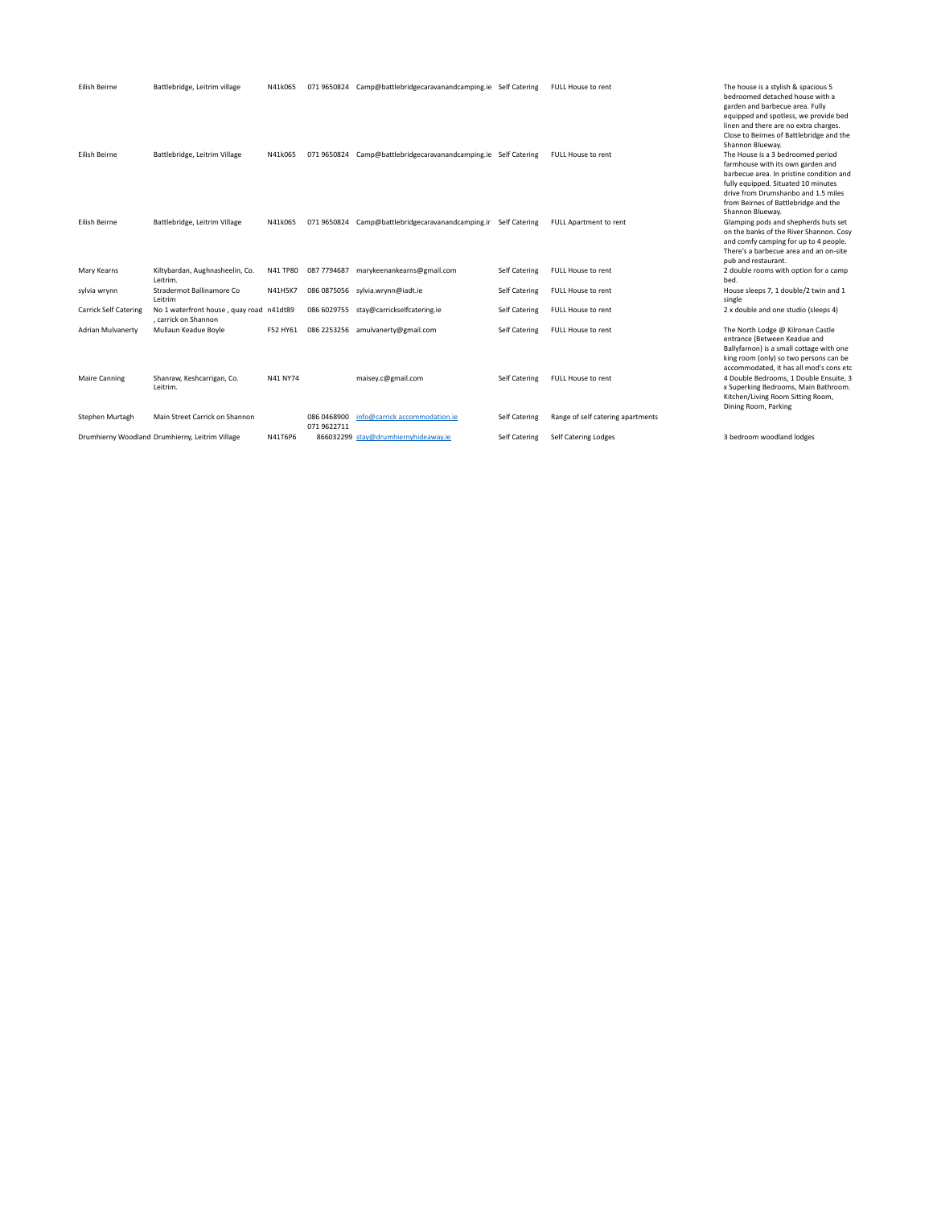| | | | | | | | |
|---|---|---|---|---|---|---|---|
| Eilish Beirne | Battlebridge, Leitrim village | N41k065 | 071 9650824 | Camp@battlebridgecaravanandcamping.ie | Self Catering | FULL House to rent | The house is a stylish & spacious 5 bedroomed detached house with a garden and barbecue area. Fully equipped and spotless, we provide bed linen and there are no extra charges. Close to Beirnes of Battlebridge and the Shannon Blueway. |
| Eilish Beirne | Battlebridge, Leitrim Village | N41k065 | 071 9650824 | Camp@battlebridgecaravanandcamping.ie | Self Catering | FULL House to rent | The House is a 3 bedroomed period farmhouse with its own garden and barbecue area. In pristine condition and fully equipped. Situated 10 minutes drive from Drumshanbo and 1.5 miles from Beirnes of Battlebridge and the Shannon Blueway. |
| Eilish Beirne | Battlebridge, Leitrim Village | N41k065 | 071 9650824 | Camp@battlebridgecaravanandcamping.ir | Self Catering | FULL Apartment to rent | Glamping pods and shepherds huts set on the banks of the River Shannon. Cosy and comfy camping for up to 4 people. There's a barbecue area and an on-site pub and restaurant. |
| Mary Kearns | Kiltybardan, Aughnasheelin, Co. Leitrim. | N41 TP80 | 087 7794687 | marykeenankearns@gmail.com | Self Catering | FULL House to rent | 2 double rooms with option for a camp bed. |
| sylvia wrynn | Stradermot Ballinamore Co Leitrim | N41H5K7 | 086 0875056 | sylvia.wrynn@iadt.ie | Self Catering | FULL House to rent | House sleeps 7, 1 double/2 twin and 1 single |
| Carrick Self Catering | No 1 waterfront house , quay road , carrick on Shannon | n41dt89 | 086 6029755 | stay@carrickselfcatering.ie | Self Catering | FULL House to rent | 2 x double and one studio (sleeps 4) |
| Adrian Mulvanerty | Mullaun Keadue Boyle | F52 HY61 | 086 2253256 | amulvanerty@gmail.com | Self Catering | FULL House to rent | The North Lodge @ Kilronan Castle entrance (Between Keadue and Ballyfarnon) is a small cottage with one king room (only) so two persons can be accommodated, it has all mod's cons etc |
| Maire Canning | Shanraw, Keshcarrigan, Co. Leitrim. | N41 NY74 | | maisey.c@gmail.com | Self Catering | FULL House to rent | 4 Double Bedrooms, 1 Double Ensuite, 3 x Superking Bedrooms, Main Bathroom. Kitchen/Living Room Sitting Room, Dining Room, Parking |
| Stephen Murtagh | Main Street Carrick on Shannon | | 086 0468900 071 9622711 | info@carrick accommodation.ie | Self Catering | Range of self catering apartments | |
| Drumhierny Woodland | Drumhierny, Leitrim Village | N41T6P6 | 866032299 | stay@drumhiernyhideaway.ie | Self Catering | Self Catering Lodges | 3 bedroom woodland lodges |